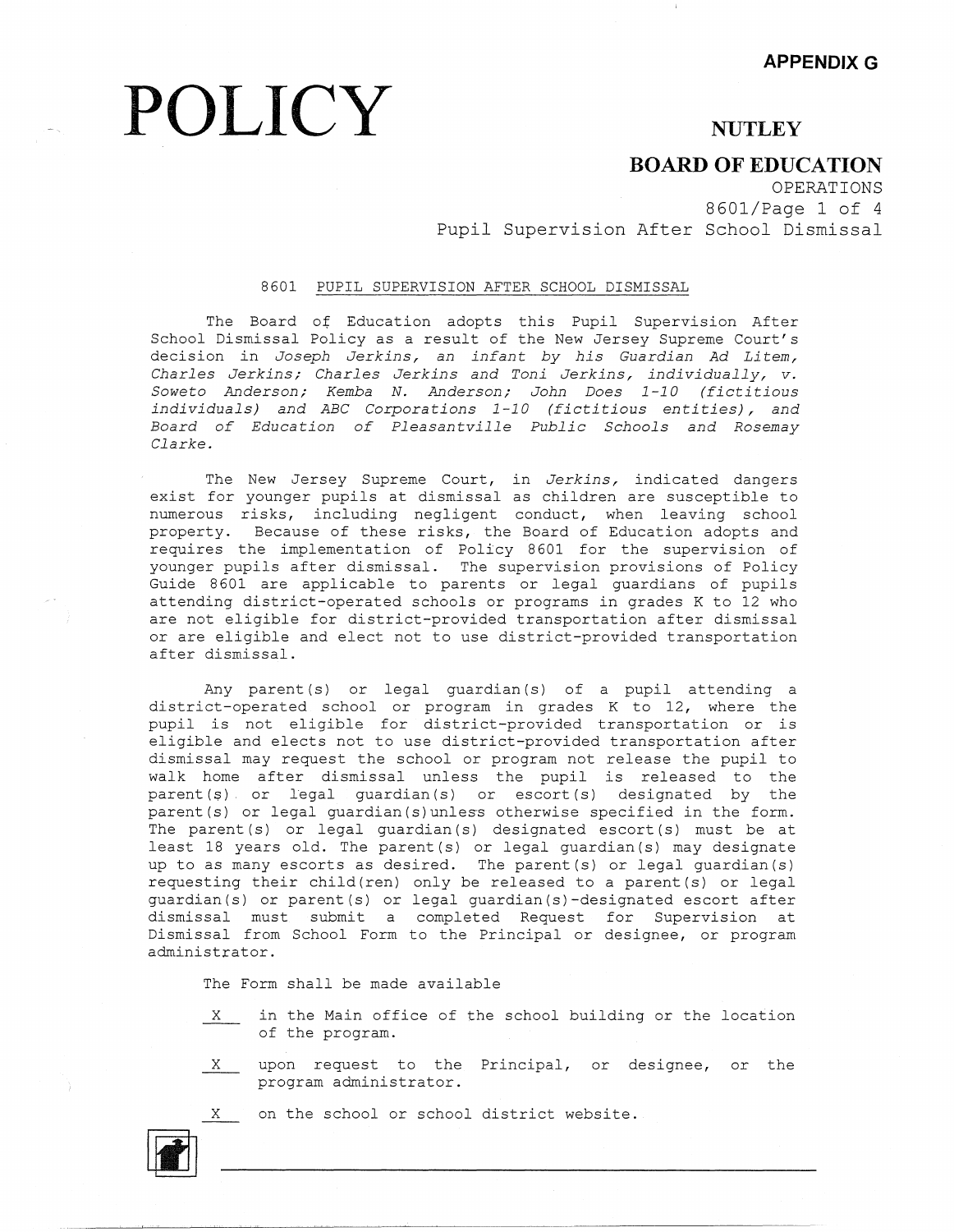APPENDIX G

# POLICY

## NUTLEY

## BOARD OF EDUCATION

OPERATIONS
8601/Page 1 of 4
Pupil Supervision After School Dismissal

### 8601 PUPIL SUPERVISION AFTER SCHOOL DISMISSAL

The Board of Education adopts this Pupil Supervision After School Dismissal Policy as a result of the New Jersey Supreme Court's decision in *Joseph Jerkins, an infant by his Guardian Ad Litem, Charles Jerkins; Charles Jerkins and Toni Jerkins, individually, v. Soweto Anderson; Kemba N. Anderson; John Does 1-10 (fictitious individuals) and ABC Corporations 1-10 (fictitious entities), and Board of Education of Pleasantville Public Schools and Rosemay Clarke.*

The New Jersey Supreme Court, in *Jerkins,* indicated dangers exist for younger pupils at dismissal as children are susceptible to numerous risks, including negligent conduct, when leaving school property. Because of these risks, the Board of Education adopts and requires the implementation of Policy 8601 for the supervision of younger pupils after dismissal. The supervision provisions of Policy Guide 8601 are applicable to parents or legal guardians of pupils attending district-operated schools or programs in grades K to 12 who are not eligible for district-provided transportation after dismissal or are eligible and elect not to use district-provided transportation after dismissal.

Any parent(s) or legal guardian(s) of a pupil attending a district-operated school or program in grades K to 12, where the pupil is not eligible for district-provided transportation or is eligible and elects not to use district-provided transportation after dismissal may request the school or program not release the pupil to walk home after dismissal unless the pupil is released to the parent(s) or legal guardian(s) or escort(s) designated by the parent(s) or legal guardian(s)unless otherwise specified in the form. The parent(s) or legal guardian(s) designated escort(s) must be at least 18 years old. The parent(s) or legal guardian(s) may designate up to as many escorts as desired. The parent(s) or legal guardian(s) requesting their child(ren) only be released to a parent(s) or legal guardian(s) or parent(s) or legal guardian(s)-designated escort after dismissal must submit a completed Request for Supervision at Dismissal from School Form to the Principal or designee, or program administrator.

The Form shall be made available

- X in the Main office of the school building or the location of the program.
- X upon request to the Principal, or designee, or the program administrator.
- X on the school or school district website.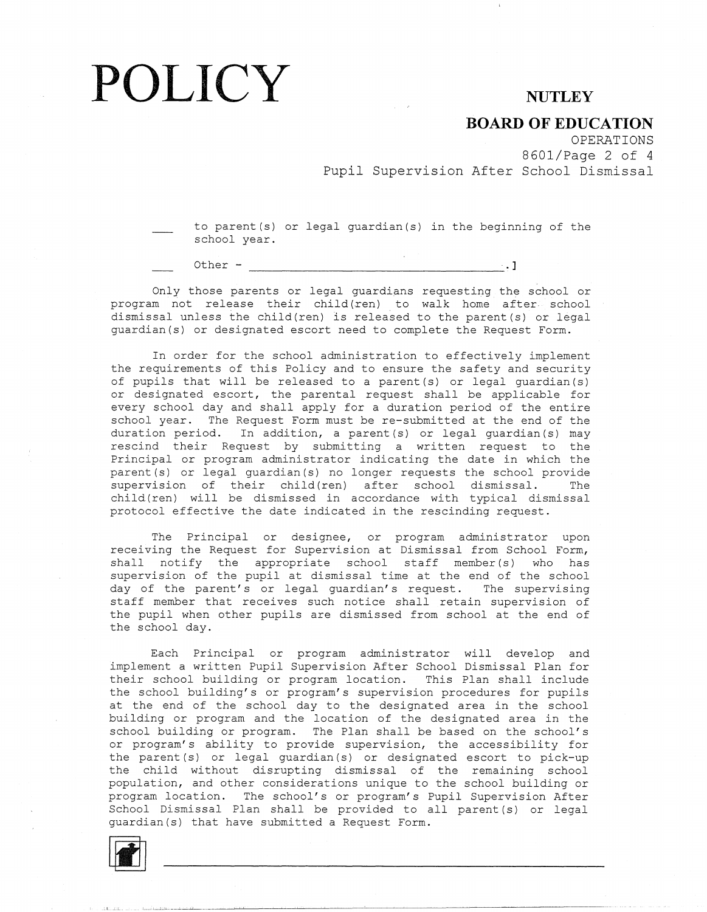___ to parent(s) or legal guardian(s) in the beginning of the school year.

___ Other - ________________________________________.]

Only those parents or legal guardians requesting the school or program not release their child(ren) to walk home after school dismissal unless the child(ren) is released to the parent(s) or legal guardian(s) or designated escort need to complete the Request Form.

In order for the school administration to effectively implement the requirements of this Policy and to ensure the safety and security of pupils that will be released to a parent(s) or legal guardian(s) or designated escort, the parental request shall be applicable for every school day and shall apply for a duration period of the entire school year. The Request Form must be re-submitted at the end of the duration period. In addition, a parent(s) or legal guardian(s) may rescind their Request by submitting a written request to the Principal or program administrator indicating the date in which the parent(s) or legal guardian(s) no longer requests the school provide supervision of their child(ren) after school dismissal. The child(ren) will be dismissed in accordance with typical dismissal protocol effective the date indicated in the rescinding request.

The Principal or designee, or program administrator upon receiving the Request for Supervision at Dismissal from School Form, shall notify the appropriate school staff member(s) who has supervision of the pupil at dismissal time at the end of the school day of the parent's or legal guardian's request. The supervising staff member that receives such notice shall retain supervision of the pupil when other pupils are dismissed from school at the end of the school day.

Each Principal or program administrator will develop and implement a written Pupil Supervision After School Dismissal Plan for their school building or program location. This Plan shall include the school building's or program's supervision procedures for pupils at the end of the school day to the designated area in the school building or program and the location of the designated area in the school building or program. The Plan shall be based on the school's or program's ability to provide supervision, the accessibility for the parent(s) or legal guardian(s) or designated escort to pick-up the child without disrupting dismissal of the remaining school population, and other considerations unique to the school building or program location. The school's or program's Pupil Supervision After School Dismissal Plan shall be provided to all parent(s) or legal guardian(s) that have submitted a Request Form.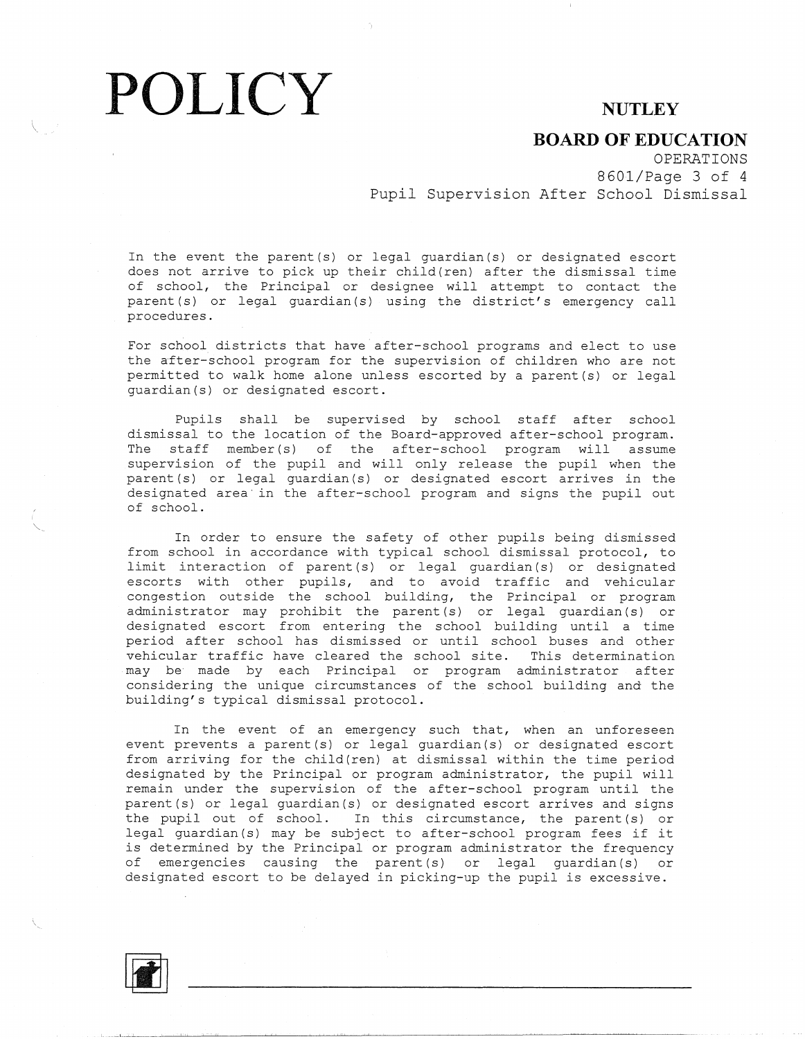In the event the parent(s) or legal guardian(s) or designated escort does not arrive to pick up their child(ren) after the dismissal time of school, the Principal or designee will attempt to contact the parent(s) or legal guardian(s) using the district's emergency call procedures.

For school districts that have after-school programs and elect to use the after-school program for the supervision of children who are not permitted to walk home alone unless escorted by a parent(s) or legal guardian(s) or designated escort.

Pupils shall be supervised by school staff after school dismissal to the location of the Board-approved after-school program. The staff member(s) of the after-school program will assume supervision of the pupil and will only release the pupil when the parent(s) or legal guardian(s) or designated escort arrives in the designated area in the after-school program and signs the pupil out of school.

In order to ensure the safety of other pupils being dismissed from school in accordance with typical school dismissal protocol, to limit interaction of parent(s) or legal guardian(s) or designated escorts with other pupils, and to avoid traffic and vehicular congestion outside the school building, the Principal or program administrator may prohibit the parent(s) or legal guardian(s) or designated escort from entering the school building until a time period after school has dismissed or until school buses and other vehicular traffic have cleared the school site. This determination may be made by each Principal or program administrator after considering the unique circumstances of the school building and the building's typical dismissal protocol.

In the event of an emergency such that, when an unforeseen event prevents a parent(s) or legal guardian(s) or designated escort from arriving for the child(ren) at dismissal within the time period designated by the Principal or program administrator, the pupil will remain under the supervision of the after-school program until the parent(s) or legal guardian(s) or designated escort arrives and signs the pupil out of school. In this circumstance, the parent(s) or legal guardian(s) may be subject to after-school program fees if it is determined by the Principal or program administrator the frequency of emergencies causing the parent(s) or legal guardian(s) or designated escort to be delayed in picking-up the pupil is excessive.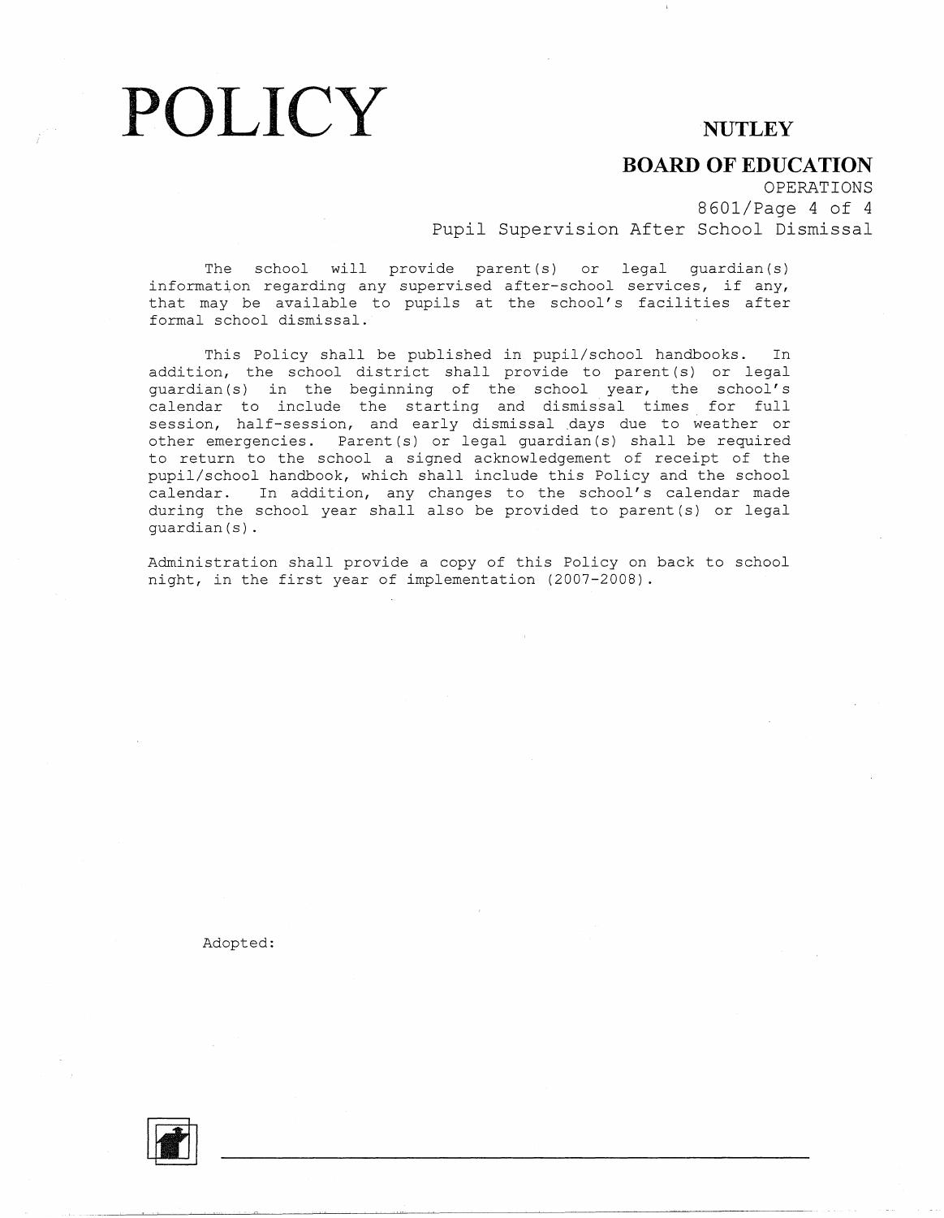The school will provide parent(s) or legal guardian(s) information regarding any supervised after-school services, if any, that may be available to pupils at the school's facilities after formal school dismissal.

This Policy shall be published in pupil/school handbooks. In addition, the school district shall provide to parent(s) or legal guardian(s) in the beginning of the school year, the school's calendar to include the starting and dismissal times for full session, half-session, and early dismissal days due to weather or other emergencies. Parent(s) or legal guardian(s) shall be required to return to the school a signed acknowledgement of receipt of the pupil/school handbook, which shall include this Policy and the school calendar. In addition, any changes to the school's calendar made during the school year shall also be provided to parent(s) or legal guardian(s).

Administration shall provide a copy of this Policy on back to school night, in the first year of implementation (2007-2008).

Adopted: